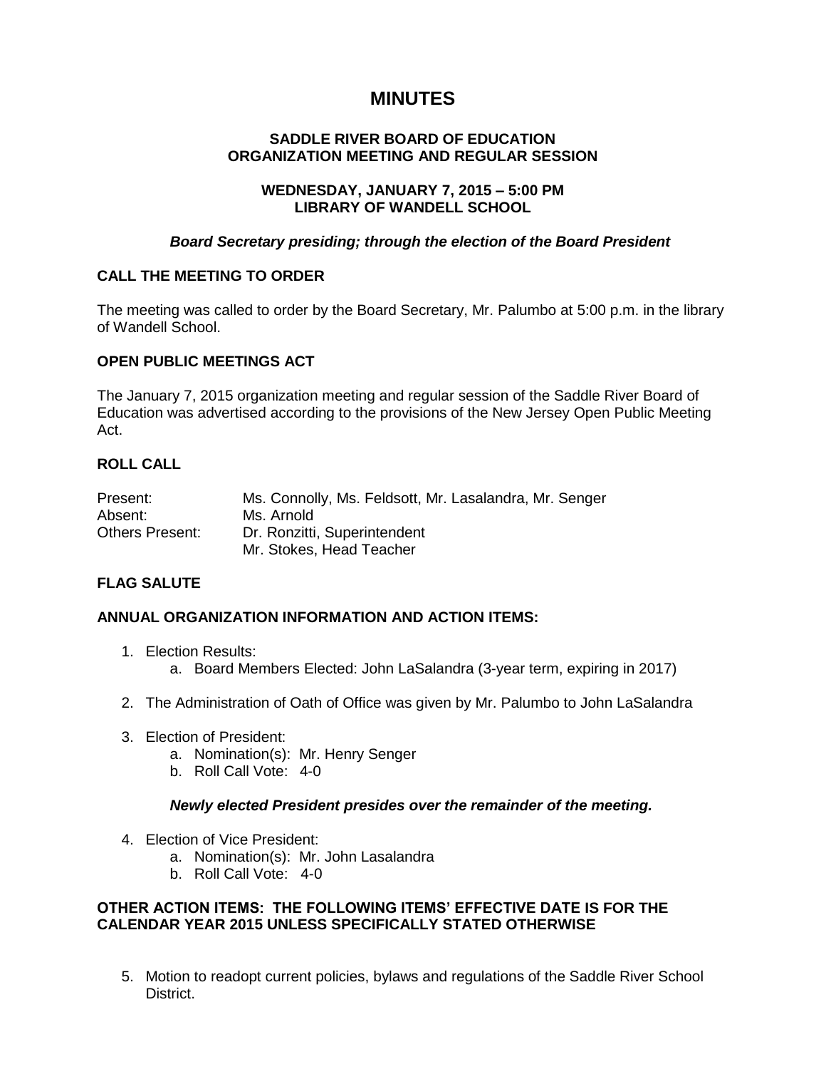# MINUTES

**SADDLE RIVER BOARD OF EDUCATION**
**ORGANIZATION MEETING AND REGULAR SESSION**

**WEDNESDAY, JANUARY 7, 2015 – 5:00 PM**
**LIBRARY OF WANDELL SCHOOL**

***Board Secretary presiding; through the election of the Board President***

## CALL THE MEETING TO ORDER

The meeting was called to order by the Board Secretary, Mr. Palumbo at 5:00 p.m. in the library of Wandell School.

## OPEN PUBLIC MEETINGS ACT

The January 7, 2015 organization meeting and regular session of the Saddle River Board of Education was advertised according to the provisions of the New Jersey Open Public Meeting Act.

## ROLL CALL

| | |
|---|---|
| Present: | Ms. Connolly, Ms. Feldsott, Mr. Lasalandra, Mr. Senger |
| Absent: | Ms. Arnold |
| Others Present: | Dr. Ronzitti, Superintendent |
| | Mr. Stokes, Head Teacher |

## FLAG SALUTE

## ANNUAL ORGANIZATION INFORMATION AND ACTION ITEMS:

1. Election Results:
   a. Board Members Elected: John LaSalandra (3-year term, expiring in 2017)

2. The Administration of Oath of Office was given by Mr. Palumbo to John LaSalandra

3. Election of President:
   a. Nomination(s): Mr. Henry Senger
   b. Roll Call Vote: 4-0

   ***Newly elected President presides over the remainder of the meeting.***

4. Election of Vice President:
   a. Nomination(s): Mr. John Lasalandra
   b. Roll Call Vote: 4-0

## OTHER ACTION ITEMS: THE FOLLOWING ITEMS' EFFECTIVE DATE IS FOR THE CALENDAR YEAR 2015 UNLESS SPECIFICALLY STATED OTHERWISE

5. Motion to readopt current policies, bylaws and regulations of the Saddle River School District.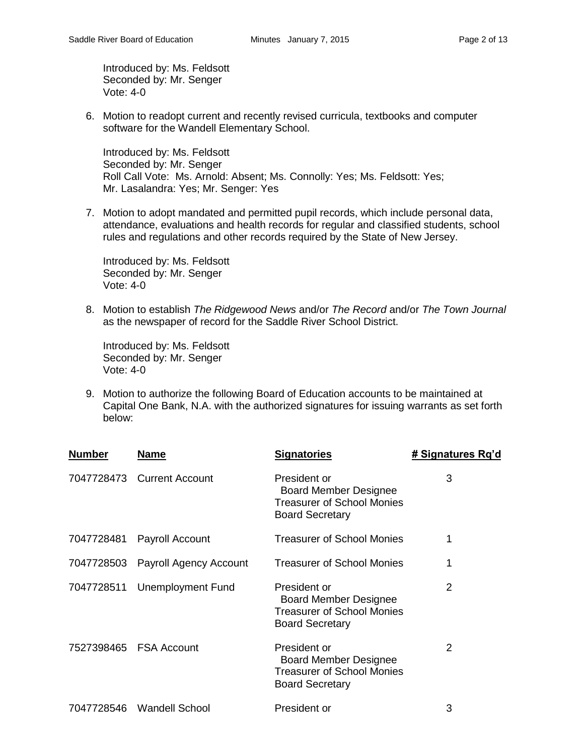Introduced by: Ms. Feldsott
Seconded by: Mr. Senger
Vote: 4-0

6. Motion to readopt current and recently revised curricula, textbooks and computer software for the Wandell Elementary School.

   Introduced by: Ms. Feldsott
   Seconded by: Mr. Senger
   Roll Call Vote: Ms. Arnold: Absent; Ms. Connolly: Yes; Ms. Feldsott: Yes; Mr. Lasalandra: Yes; Mr. Senger: Yes

7. Motion to adopt mandated and permitted pupil records, which include personal data, attendance, evaluations and health records for regular and classified students, school rules and regulations and other records required by the State of New Jersey.

   Introduced by: Ms. Feldsott
   Seconded by: Mr. Senger
   Vote: 4-0

8. Motion to establish *The Ridgewood News* and/or *The Record* and/or *The Town Journal* as the newspaper of record for the Saddle River School District.

   Introduced by: Ms. Feldsott
   Seconded by: Mr. Senger
   Vote: 4-0

9. Motion to authorize the following Board of Education accounts to be maintained at Capital One Bank, N.A. with the authorized signatures for issuing warrants as set forth below:

| Number | Name | Signatories | # Signatures Rq'd |
|---|---|---|---|
| 7047728473 | Current Account | President or Board Member Designee Treasurer of School Monies Board Secretary | 3 |
| 7047728481 | Payroll Account | Treasurer of School Monies | 1 |
| 7047728503 | Payroll Agency Account | Treasurer of School Monies | 1 |
| 7047728511 | Unemployment Fund | President or Board Member Designee Treasurer of School Monies Board Secretary | 2 |
| 7527398465 | FSA Account | President or Board Member Designee Treasurer of School Monies Board Secretary | 2 |
| 7047728546 | Wandell School | President or | 3 |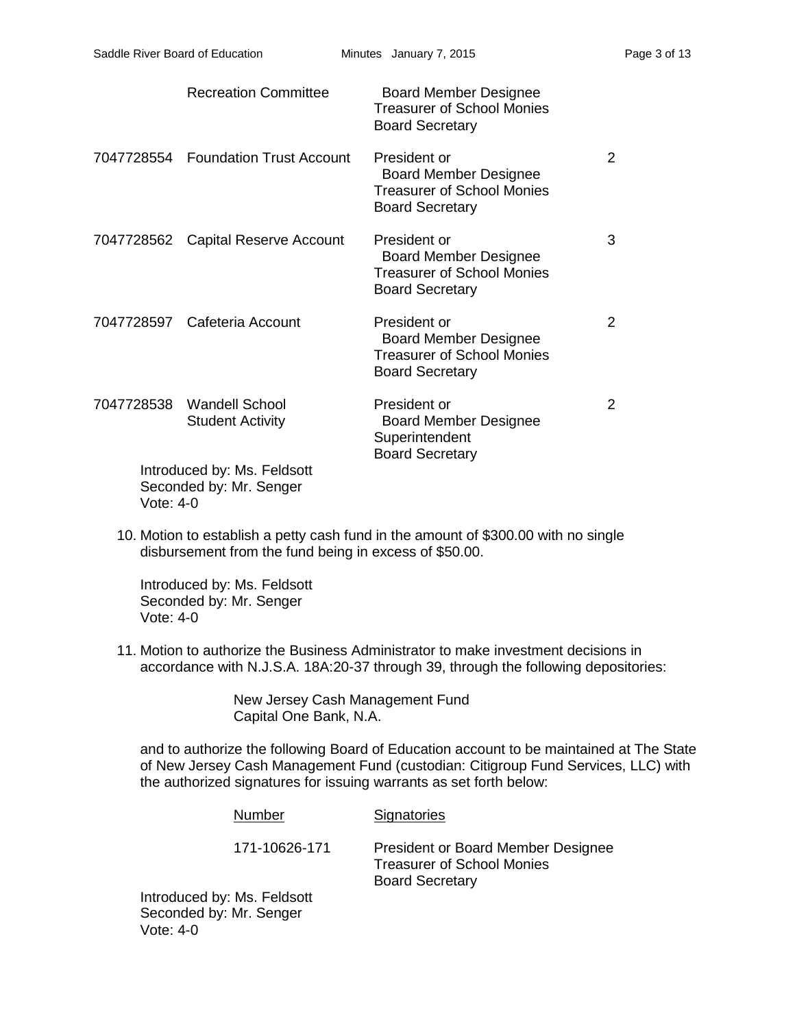| | | | |
|---|---|---|---|
| | Recreation Committee | Board Member Designee<br>Treasurer of School Monies<br>Board Secretary | |
| 7047728554 | Foundation Trust Account | President or<br>Board Member Designee<br>Treasurer of School Monies<br>Board Secretary | 2 |
| 7047728562 | Capital Reserve Account | President or<br>Board Member Designee<br>Treasurer of School Monies<br>Board Secretary | 3 |
| 7047728597 | Cafeteria Account | President or<br>Board Member Designee<br>Treasurer of School Monies<br>Board Secretary | 2 |
| 7047728538 | Wandell School<br>Student Activity | President or<br>Board Member Designee<br>Superintendent<br>Board Secretary | 2 |

Introduced by: Ms. Feldsott
Seconded by: Mr. Senger
Vote: 4-0

10. Motion to establish a petty cash fund in the amount of $300.00 with no single disbursement from the fund being in excess of $50.00.

    Introduced by: Ms. Feldsott
    Seconded by: Mr. Senger
    Vote: 4-0

11. Motion to authorize the Business Administrator to make investment decisions in accordance with N.J.S.A. 18A:20-37 through 39, through the following depositories:

    New Jersey Cash Management Fund
    Capital One Bank, N.A.

    and to authorize the following Board of Education account to be maintained at The State of New Jersey Cash Management Fund (custodian: Citigroup Fund Services, LLC) with the authorized signatures for issuing warrants as set forth below:

    | Number | Signatories |
    |---|---|
    | 171-10626-171 | President or Board Member Designee<br>Treasurer of School Monies<br>Board Secretary |

    Introduced by: Ms. Feldsott
    Seconded by: Mr. Senger
    Vote: 4-0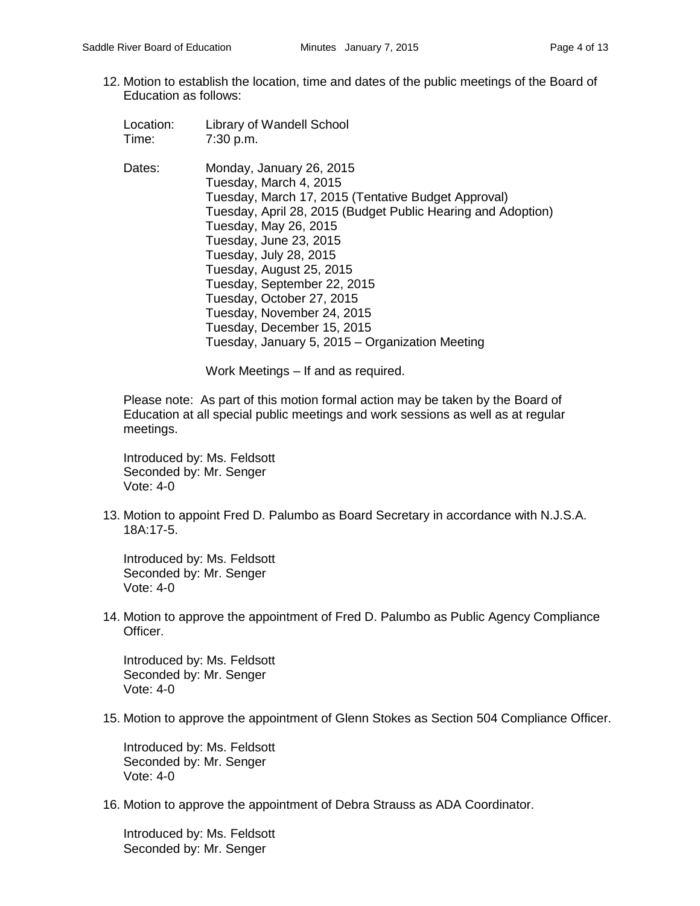12. Motion to establish the location, time and dates of the public meetings of the Board of Education as follows:

    Location: Library of Wandell School
    Time: 7:30 p.m.

    Dates:
    Monday, January 26, 2015
    Tuesday, March 4, 2015
    Tuesday, March 17, 2015 (Tentative Budget Approval)
    Tuesday, April 28, 2015 (Budget Public Hearing and Adoption)
    Tuesday, May 26, 2015
    Tuesday, June 23, 2015
    Tuesday, July 28, 2015
    Tuesday, August 25, 2015
    Tuesday, September 22, 2015
    Tuesday, October 27, 2015
    Tuesday, November 24, 2015
    Tuesday, December 15, 2015
    Tuesday, January 5, 2015 – Organization Meeting

    Work Meetings – If and as required.

    Please note: As part of this motion formal action may be taken by the Board of Education at all special public meetings and work sessions as well as at regular meetings.

    Introduced by: Ms. Feldsott
    Seconded by: Mr. Senger
    Vote: 4-0

13. Motion to appoint Fred D. Palumbo as Board Secretary in accordance with N.J.S.A. 18A:17-5.

    Introduced by: Ms. Feldsott
    Seconded by: Mr. Senger
    Vote: 4-0

14. Motion to approve the appointment of Fred D. Palumbo as Public Agency Compliance Officer.

    Introduced by: Ms. Feldsott
    Seconded by: Mr. Senger
    Vote: 4-0

15. Motion to approve the appointment of Glenn Stokes as Section 504 Compliance Officer.

    Introduced by: Ms. Feldsott
    Seconded by: Mr. Senger
    Vote: 4-0

16. Motion to approve the appointment of Debra Strauss as ADA Coordinator.

    Introduced by: Ms. Feldsott
    Seconded by: Mr. Senger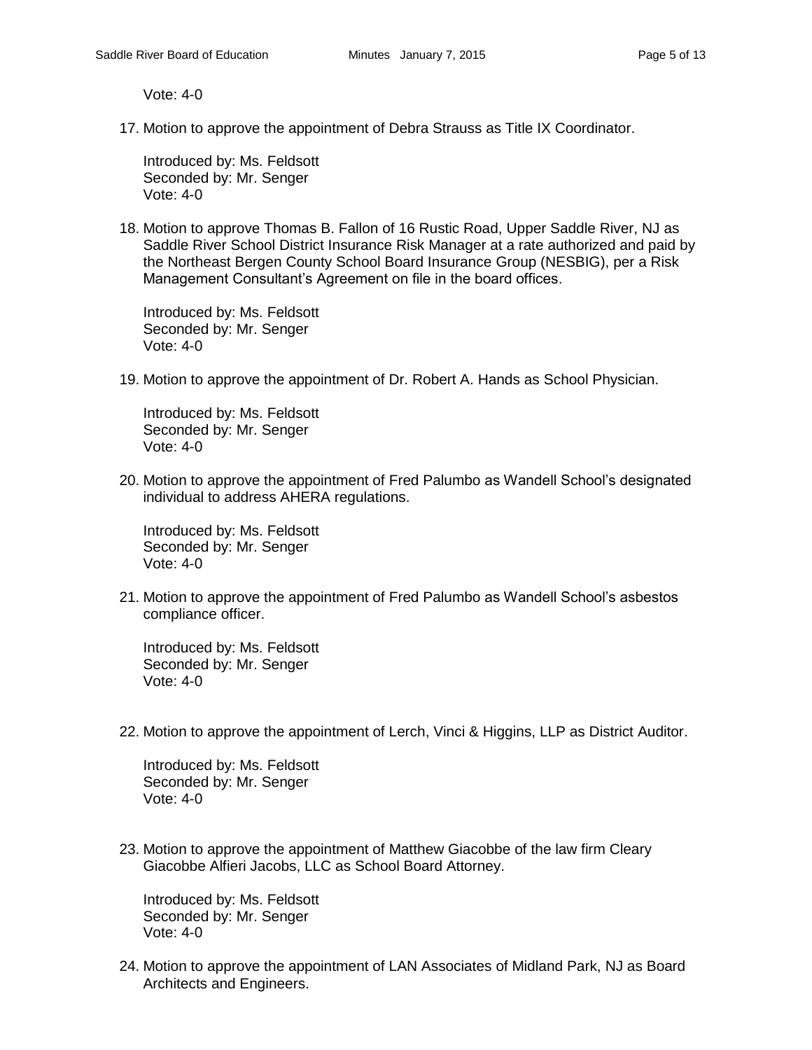Vote: 4-0

17. Motion to approve the appointment of Debra Strauss as Title IX Coordinator.

    Introduced by: Ms. Feldsott
    Seconded by: Mr. Senger
    Vote: 4-0

18. Motion to approve Thomas B. Fallon of 16 Rustic Road, Upper Saddle River, NJ as Saddle River School District Insurance Risk Manager at a rate authorized and paid by the Northeast Bergen County School Board Insurance Group (NESBIG), per a Risk Management Consultant's Agreement on file in the board offices.

    Introduced by: Ms. Feldsott
    Seconded by: Mr. Senger
    Vote: 4-0

19. Motion to approve the appointment of Dr. Robert A. Hands as School Physician.

    Introduced by: Ms. Feldsott
    Seconded by: Mr. Senger
    Vote: 4-0

20. Motion to approve the appointment of Fred Palumbo as Wandell School's designated individual to address AHERA regulations.

    Introduced by: Ms. Feldsott
    Seconded by: Mr. Senger
    Vote: 4-0

21. Motion to approve the appointment of Fred Palumbo as Wandell School's asbestos compliance officer.

    Introduced by: Ms. Feldsott
    Seconded by: Mr. Senger
    Vote: 4-0

22. Motion to approve the appointment of Lerch, Vinci & Higgins, LLP as District Auditor.

    Introduced by: Ms. Feldsott
    Seconded by: Mr. Senger
    Vote: 4-0

23. Motion to approve the appointment of Matthew Giacobbe of the law firm Cleary Giacobbe Alfieri Jacobs, LLC as School Board Attorney.

    Introduced by: Ms. Feldsott
    Seconded by: Mr. Senger
    Vote: 4-0

24. Motion to approve the appointment of LAN Associates of Midland Park, NJ as Board Architects and Engineers.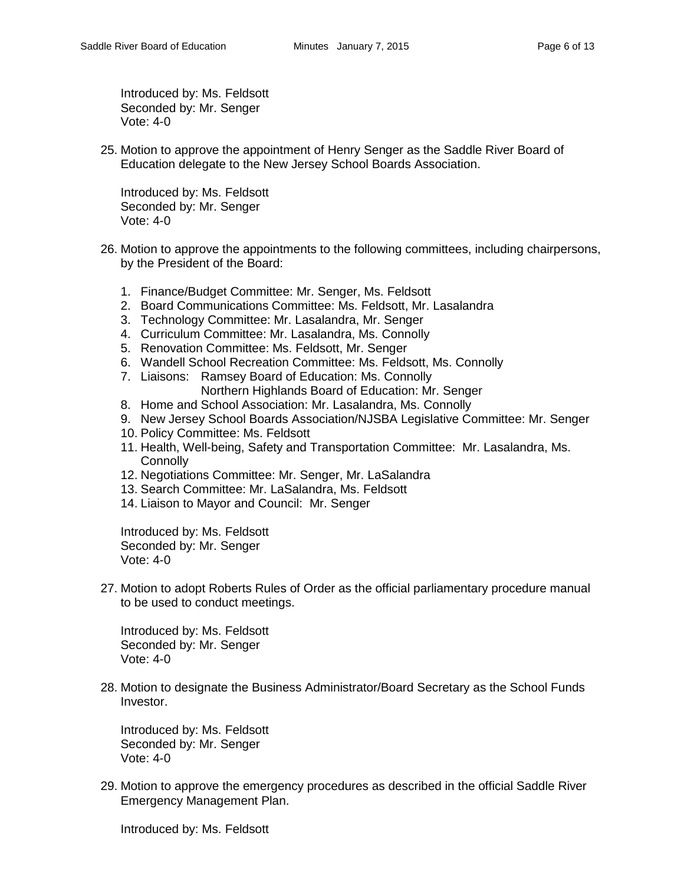Introduced by: Ms. Feldsott
Seconded by: Mr. Senger
Vote: 4-0

25. Motion to approve the appointment of Henry Senger as the Saddle River Board of Education delegate to the New Jersey School Boards Association.

    Introduced by: Ms. Feldsott
    Seconded by: Mr. Senger
    Vote: 4-0

26. Motion to approve the appointments to the following committees, including chairpersons, by the President of the Board:

    1. Finance/Budget Committee: Mr. Senger, Ms. Feldsott
    2. Board Communications Committee: Ms. Feldsott, Mr. Lasalandra
    3. Technology Committee: Mr. Lasalandra, Mr. Senger
    4. Curriculum Committee: Mr. Lasalandra, Ms. Connolly
    5. Renovation Committee: Ms. Feldsott, Mr. Senger
    6. Wandell School Recreation Committee: Ms. Feldsott, Ms. Connolly
    7. Liaisons: Ramsey Board of Education: Ms. Connolly
       Northern Highlands Board of Education: Mr. Senger
    8. Home and School Association: Mr. Lasalandra, Ms. Connolly
    9. New Jersey School Boards Association/NJSBA Legislative Committee: Mr. Senger
    10. Policy Committee: Ms. Feldsott
    11. Health, Well-being, Safety and Transportation Committee: Mr. Lasalandra, Ms. Connolly
    12. Negotiations Committee: Mr. Senger, Mr. LaSalandra
    13. Search Committee: Mr. LaSalandra, Ms. Feldsott
    14. Liaison to Mayor and Council: Mr. Senger

    Introduced by: Ms. Feldsott
    Seconded by: Mr. Senger
    Vote: 4-0

27. Motion to adopt Roberts Rules of Order as the official parliamentary procedure manual to be used to conduct meetings.

    Introduced by: Ms. Feldsott
    Seconded by: Mr. Senger
    Vote: 4-0

28. Motion to designate the Business Administrator/Board Secretary as the School Funds Investor.

    Introduced by: Ms. Feldsott
    Seconded by: Mr. Senger
    Vote: 4-0

29. Motion to approve the emergency procedures as described in the official Saddle River Emergency Management Plan.

    Introduced by: Ms. Feldsott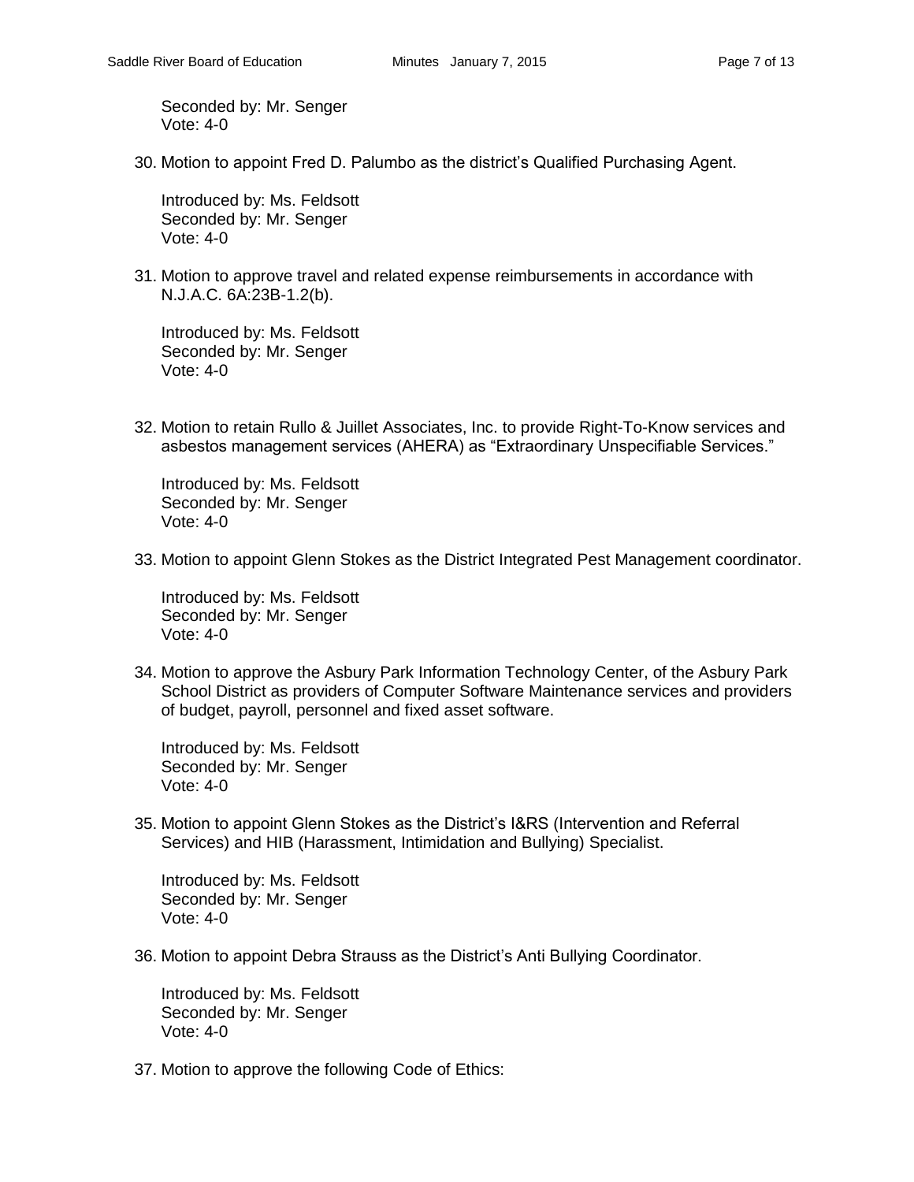Seconded by: Mr. Senger
Vote: 4-0

30. Motion to appoint Fred D. Palumbo as the district's Qualified Purchasing Agent.

    Introduced by: Ms. Feldsott
    Seconded by: Mr. Senger
    Vote: 4-0

31. Motion to approve travel and related expense reimbursements in accordance with N.J.A.C. 6A:23B-1.2(b).

    Introduced by: Ms. Feldsott
    Seconded by: Mr. Senger
    Vote: 4-0

32. Motion to retain Rullo & Juillet Associates, Inc. to provide Right-To-Know services and asbestos management services (AHERA) as "Extraordinary Unspecifiable Services."

    Introduced by: Ms. Feldsott
    Seconded by: Mr. Senger
    Vote: 4-0

33. Motion to appoint Glenn Stokes as the District Integrated Pest Management coordinator.

    Introduced by: Ms. Feldsott
    Seconded by: Mr. Senger
    Vote: 4-0

34. Motion to approve the Asbury Park Information Technology Center, of the Asbury Park School District as providers of Computer Software Maintenance services and providers of budget, payroll, personnel and fixed asset software.

    Introduced by: Ms. Feldsott
    Seconded by: Mr. Senger
    Vote: 4-0

35. Motion to appoint Glenn Stokes as the District's I&RS (Intervention and Referral Services) and HIB (Harassment, Intimidation and Bullying) Specialist.

    Introduced by: Ms. Feldsott
    Seconded by: Mr. Senger
    Vote: 4-0

36. Motion to appoint Debra Strauss as the District's Anti Bullying Coordinator.

    Introduced by: Ms. Feldsott
    Seconded by: Mr. Senger
    Vote: 4-0

37. Motion to approve the following Code of Ethics: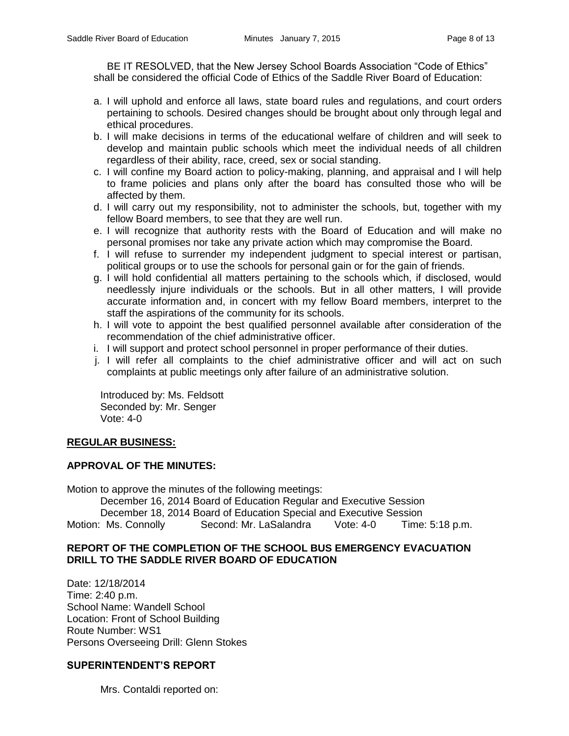BE IT RESOLVED, that the New Jersey School Boards Association "Code of Ethics" shall be considered the official Code of Ethics of the Saddle River Board of Education:

a. I will uphold and enforce all laws, state board rules and regulations, and court orders pertaining to schools. Desired changes should be brought about only through legal and ethical procedures.
b. I will make decisions in terms of the educational welfare of children and will seek to develop and maintain public schools which meet the individual needs of all children regardless of their ability, race, creed, sex or social standing.
c. I will confine my Board action to policy-making, planning, and appraisal and I will help to frame policies and plans only after the board has consulted those who will be affected by them.
d. I will carry out my responsibility, not to administer the schools, but, together with my fellow Board members, to see that they are well run.
e. I will recognize that authority rests with the Board of Education and will make no personal promises nor take any private action which may compromise the Board.
f. I will refuse to surrender my independent judgment to special interest or partisan, political groups or to use the schools for personal gain or for the gain of friends.
g. I will hold confidential all matters pertaining to the schools which, if disclosed, would needlessly injure individuals or the schools. But in all other matters, I will provide accurate information and, in concert with my fellow Board members, interpret to the staff the aspirations of the community for its schools.
h. I will vote to appoint the best qualified personnel available after consideration of the recommendation of the chief administrative officer.
i. I will support and protect school personnel in proper performance of their duties.
j. I will refer all complaints to the chief administrative officer and will act on such complaints at public meetings only after failure of an administrative solution.

Introduced by: Ms. Feldsott
Seconded by: Mr. Senger
Vote: 4-0

**REGULAR BUSINESS:**

**APPROVAL OF THE MINUTES:**

Motion to approve the minutes of the following meetings:

December 16, 2014 Board of Education Regular and Executive Session
December 18, 2014 Board of Education Special and Executive Session

Motion: Ms. Connolly Second: Mr. LaSalandra Vote: 4-0 Time: 5:18 p.m.

**REPORT OF THE COMPLETION OF THE SCHOOL BUS EMERGENCY EVACUATION DRILL TO THE SADDLE RIVER BOARD OF EDUCATION**

Date: 12/18/2014
Time: 2:40 p.m.
School Name: Wandell School
Location: Front of School Building
Route Number: WS1
Persons Overseeing Drill: Glenn Stokes

**SUPERINTENDENT'S REPORT**

Mrs. Contaldi reported on: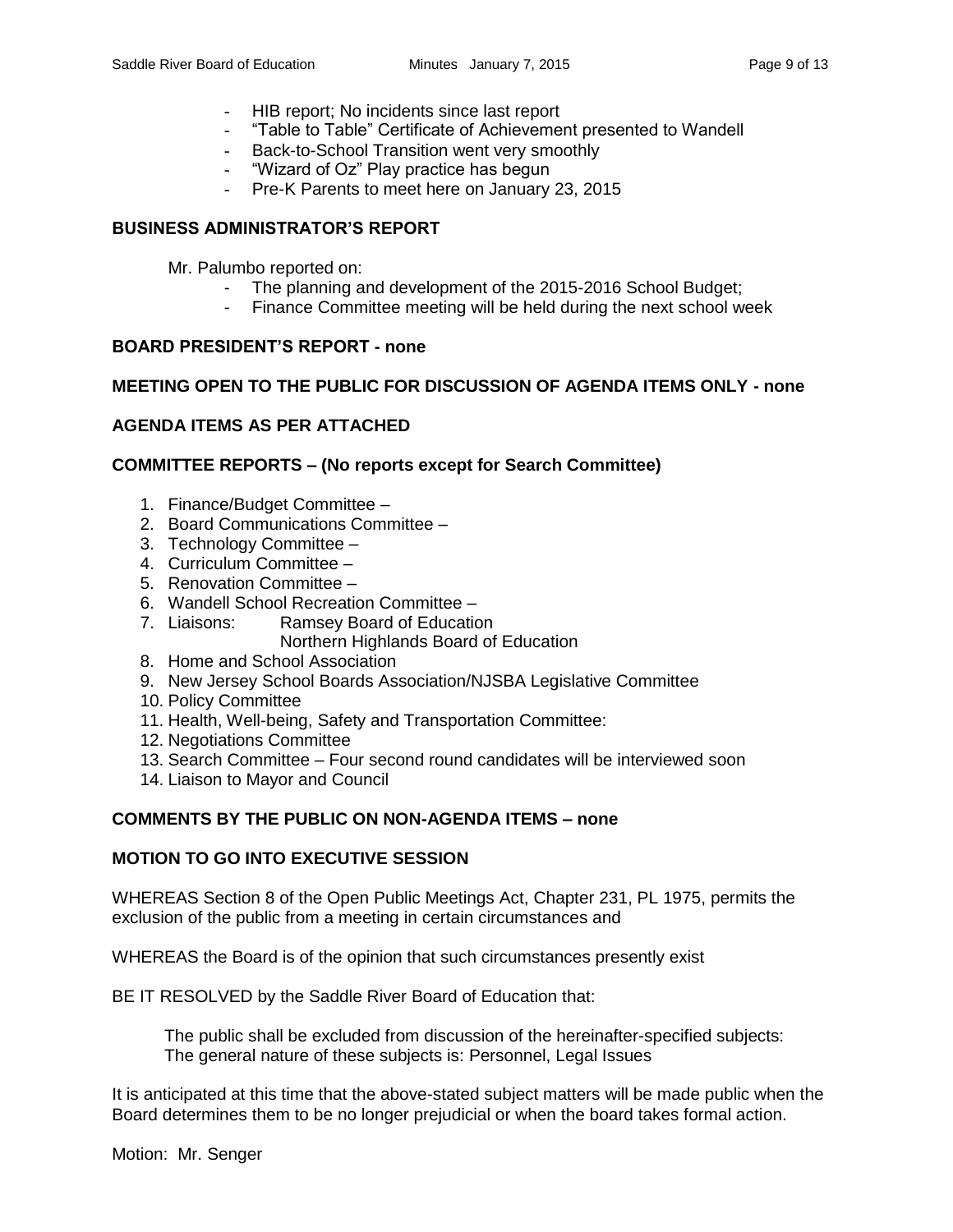- HIB report; No incidents since last report
- "Table to Table" Certificate of Achievement presented to Wandell
- Back-to-School Transition went very smoothly
- "Wizard of Oz" Play practice has begun
- Pre-K Parents to meet here on January 23, 2015

**BUSINESS ADMINISTRATOR'S REPORT**

Mr. Palumbo reported on:

- The planning and development of the 2015-2016 School Budget;
- Finance Committee meeting will be held during the next school week

**BOARD PRESIDENT'S REPORT - none**

**MEETING OPEN TO THE PUBLIC FOR DISCUSSION OF AGENDA ITEMS ONLY - none**

**AGENDA ITEMS AS PER ATTACHED**

**COMMITTEE REPORTS – (No reports except for Search Committee)**

1. Finance/Budget Committee –
2. Board Communications Committee –
3. Technology Committee –
4. Curriculum Committee –
5. Renovation Committee –
6. Wandell School Recreation Committee –
7. Liaisons: Ramsey Board of Education
   Northern Highlands Board of Education
8. Home and School Association
9. New Jersey School Boards Association/NJSBA Legislative Committee
10. Policy Committee
11. Health, Well-being, Safety and Transportation Committee:
12. Negotiations Committee
13. Search Committee – Four second round candidates will be interviewed soon
14. Liaison to Mayor and Council

**COMMENTS BY THE PUBLIC ON NON-AGENDA ITEMS – none**

**MOTION TO GO INTO EXECUTIVE SESSION**

WHEREAS Section 8 of the Open Public Meetings Act, Chapter 231, PL 1975, permits the exclusion of the public from a meeting in certain circumstances and

WHEREAS the Board is of the opinion that such circumstances presently exist

BE IT RESOLVED by the Saddle River Board of Education that:

The public shall be excluded from discussion of the hereinafter-specified subjects:
The general nature of these subjects is: Personnel, Legal Issues

It is anticipated at this time that the above-stated subject matters will be made public when the Board determines them to be no longer prejudicial or when the board takes formal action.

Motion: Mr. Senger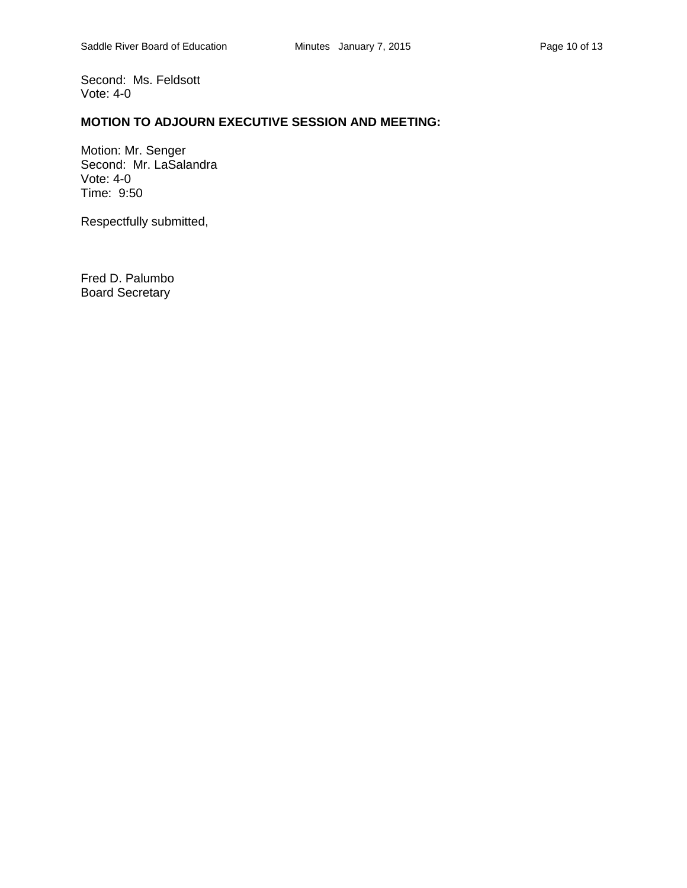Second: Ms. Feldsott
Vote: 4-0

**MOTION TO ADJOURN EXECUTIVE SESSION AND MEETING:**

Motion: Mr. Senger
Second: Mr. LaSalandra
Vote: 4-0
Time: 9:50

Respectfully submitted,

Fred D. Palumbo
Board Secretary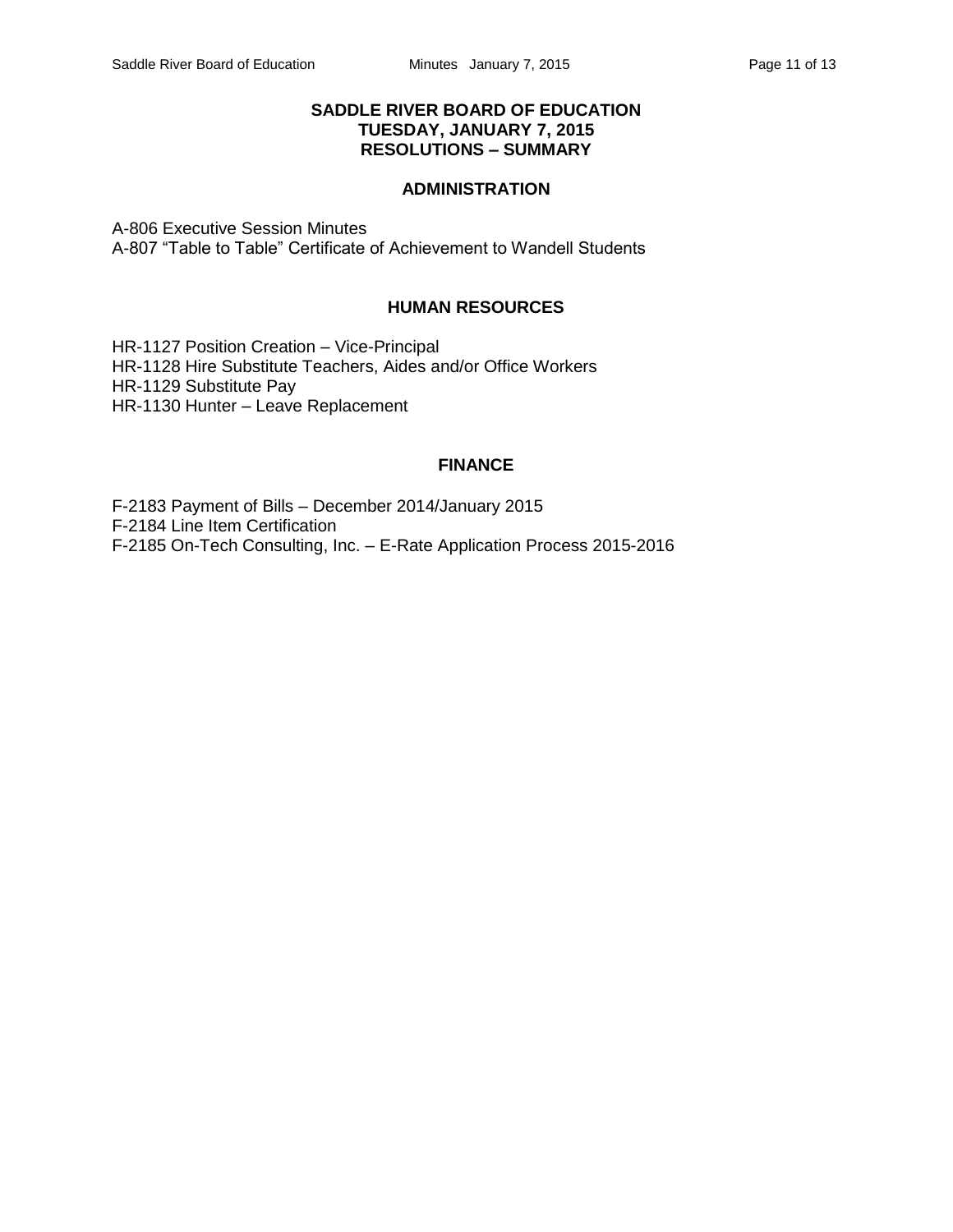# SADDLE RIVER BOARD OF EDUCATION
## TUESDAY, JANUARY 7, 2015
## RESOLUTIONS – SUMMARY

### ADMINISTRATION

A-806 Executive Session Minutes
A-807 "Table to Table" Certificate of Achievement to Wandell Students

### HUMAN RESOURCES

HR-1127 Position Creation – Vice-Principal
HR-1128 Hire Substitute Teachers, Aides and/or Office Workers
HR-1129 Substitute Pay
HR-1130 Hunter – Leave Replacement

### FINANCE

F-2183 Payment of Bills – December 2014/January 2015
F-2184 Line Item Certification
F-2185 On-Tech Consulting, Inc. – E-Rate Application Process 2015-2016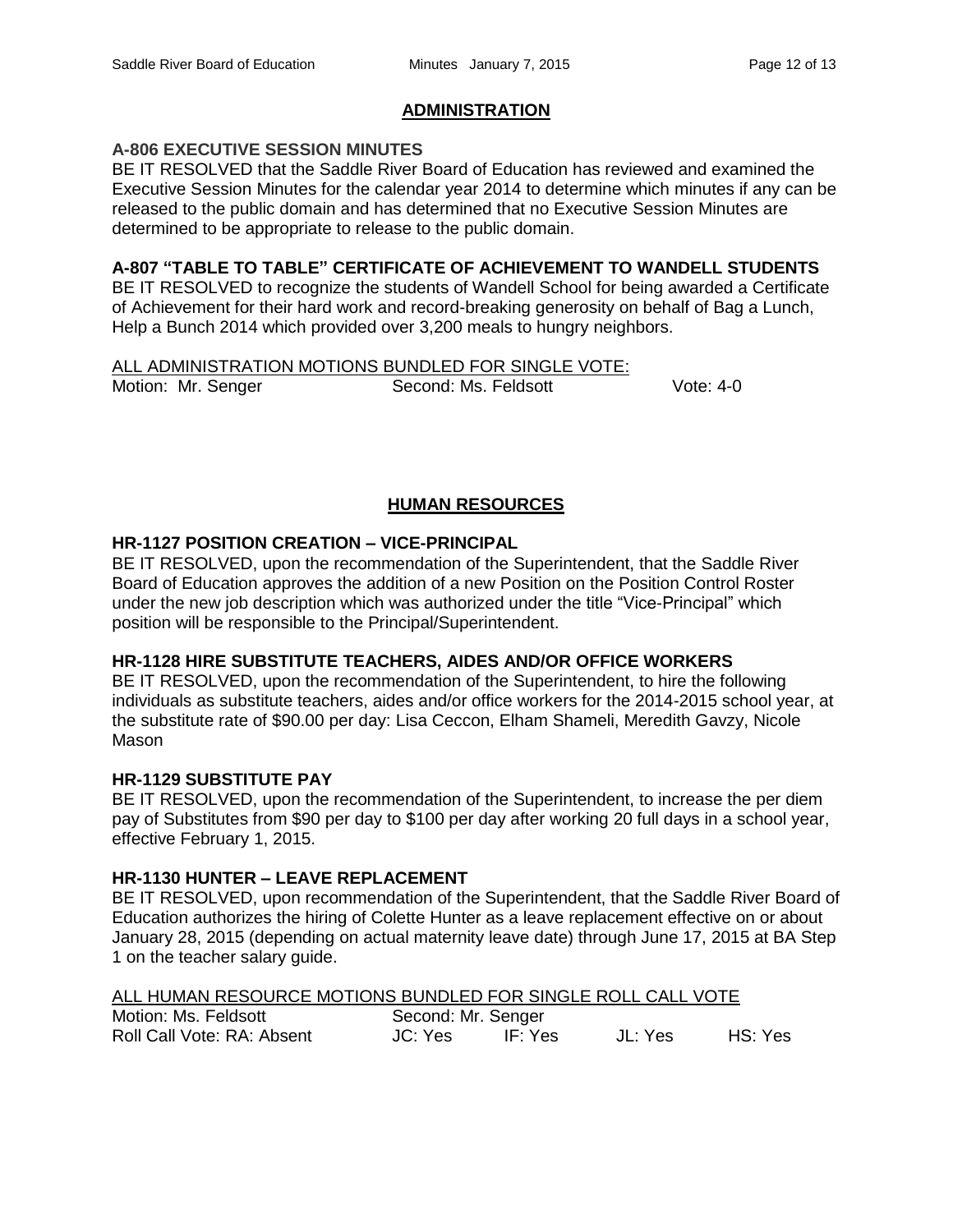## ADMINISTRATION

### A-806 EXECUTIVE SESSION MINUTES

BE IT RESOLVED that the Saddle River Board of Education has reviewed and examined the Executive Session Minutes for the calendar year 2014 to determine which minutes if any can be released to the public domain and has determined that no Executive Session Minutes are determined to be appropriate to release to the public domain.

### A-807 "TABLE TO TABLE" CERTIFICATE OF ACHIEVEMENT TO WANDELL STUDENTS

BE IT RESOLVED to recognize the students of Wandell School for being awarded a Certificate of Achievement for their hard work and record-breaking generosity on behalf of Bag a Lunch, Help a Bunch 2014 which provided over 3,200 meals to hungry neighbors.

ALL ADMINISTRATION MOTIONS BUNDLED FOR SINGLE VOTE:

Motion: Mr. Senger    Second: Ms. Feldsott    Vote: 4-0

## HUMAN RESOURCES

### HR-1127 POSITION CREATION – VICE-PRINCIPAL

BE IT RESOLVED, upon the recommendation of the Superintendent, that the Saddle River Board of Education approves the addition of a new Position on the Position Control Roster under the new job description which was authorized under the title "Vice-Principal" which position will be responsible to the Principal/Superintendent.

### HR-1128 HIRE SUBSTITUTE TEACHERS, AIDES AND/OR OFFICE WORKERS

BE IT RESOLVED, upon the recommendation of the Superintendent, to hire the following individuals as substitute teachers, aides and/or office workers for the 2014-2015 school year, at the substitute rate of $90.00 per day: Lisa Ceccon, Elham Shameli, Meredith Gavzy, Nicole Mason

### HR-1129 SUBSTITUTE PAY

BE IT RESOLVED, upon the recommendation of the Superintendent, to increase the per diem pay of Substitutes from $90 per day to $100 per day after working 20 full days in a school year, effective February 1, 2015.

### HR-1130 HUNTER – LEAVE REPLACEMENT

BE IT RESOLVED, upon recommendation of the Superintendent, that the Saddle River Board of Education authorizes the hiring of Colette Hunter as a leave replacement effective on or about January 28, 2015 (depending on actual maternity leave date) through June 17, 2015 at BA Step 1 on the teacher salary guide.

ALL HUMAN RESOURCE MOTIONS BUNDLED FOR SINGLE ROLL CALL VOTE

Motion: Ms. Feldsott    Second: Mr. Senger

Roll Call Vote: RA: Absent    JC: Yes    IF: Yes    JL: Yes    HS: Yes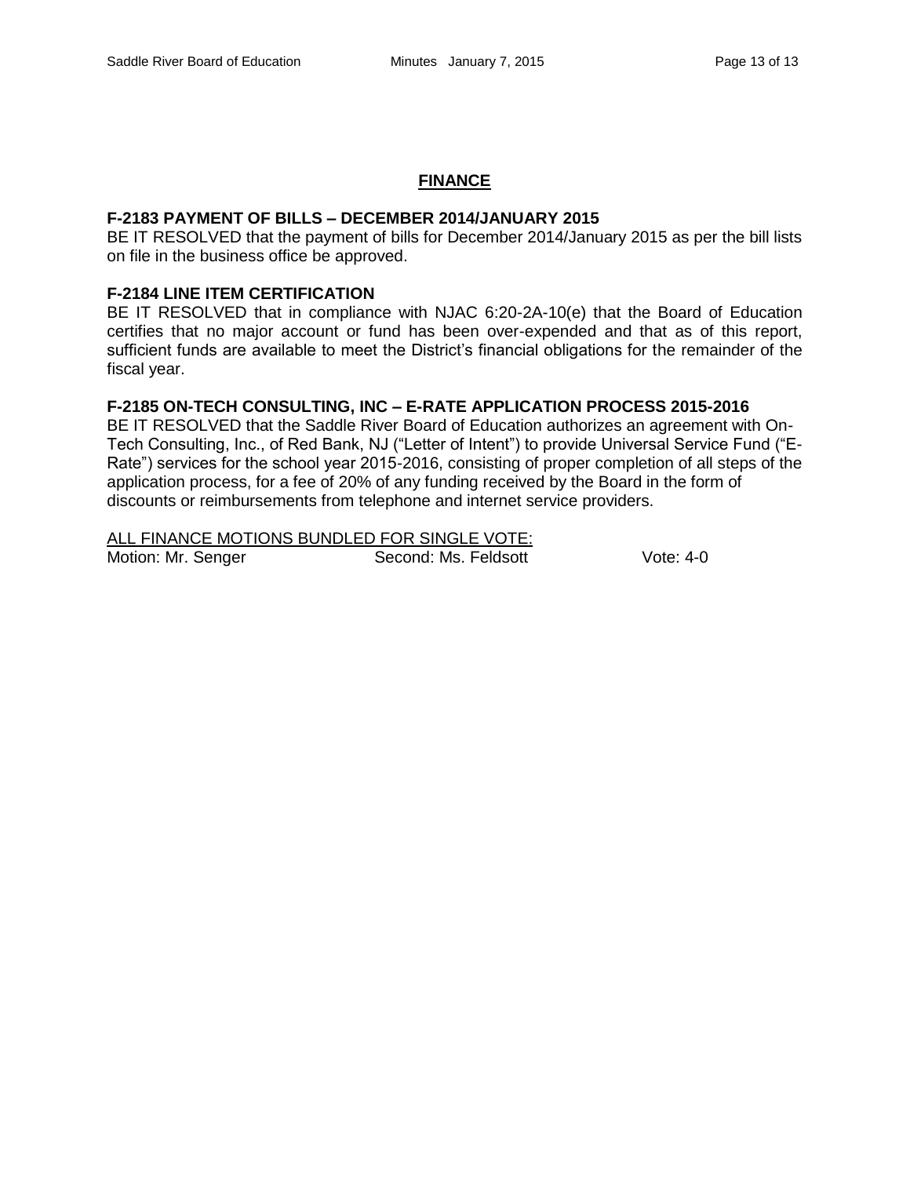## FINANCE

**F-2183 PAYMENT OF BILLS – DECEMBER 2014/JANUARY 2015**

BE IT RESOLVED that the payment of bills for December 2014/January 2015 as per the bill lists on file in the business office be approved.

**F-2184 LINE ITEM CERTIFICATION**

BE IT RESOLVED that in compliance with NJAC 6:20-2A-10(e) that the Board of Education certifies that no major account or fund has been over-expended and that as of this report, sufficient funds are available to meet the District's financial obligations for the remainder of the fiscal year.

**F-2185 ON-TECH CONSULTING, INC – E-RATE APPLICATION PROCESS 2015-2016**

BE IT RESOLVED that the Saddle River Board of Education authorizes an agreement with On-Tech Consulting, Inc., of Red Bank, NJ ("Letter of Intent") to provide Universal Service Fund ("E-Rate") services for the school year 2015-2016, consisting of proper completion of all steps of the application process, for a fee of 20% of any funding received by the Board in the form of discounts or reimbursements from telephone and internet service providers.

ALL FINANCE MOTIONS BUNDLED FOR SINGLE VOTE:

Motion: Mr. Senger    Second: Ms. Feldsott    Vote: 4-0